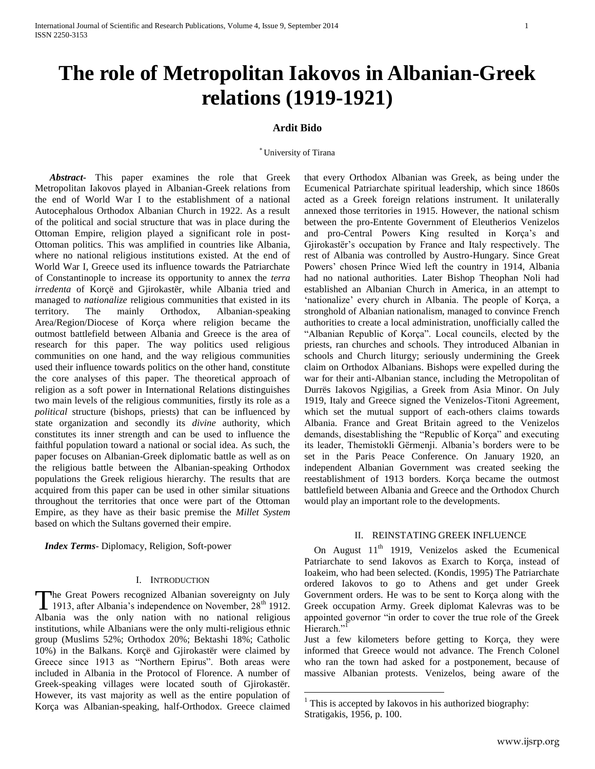# The role of Metropolitan Iakovos in Albanian-Greek relations (1919-1921)

**Ardit Bido**

[*] University of Tirana

***Abstract***- This paper examines the role that Greek Metropolitan Iakovos played in Albanian-Greek relations from the end of World War I to the establishment of a national Autocephalous Orthodox Albanian Church in 1922. As a result of the political and social structure that was in place during the Ottoman Empire, religion played a significant role in post-Ottoman politics. This was amplified in countries like Albania, where no national religious institutions existed. At the end of World War I, Greece used its influence towards the Patriarchate of Constantinople to increase its opportunity to annex the *terra irredenta* of Korçë and Gjirokastër, while Albania tried and managed to *nationalize* religious communities that existed in its territory. The mainly Orthodox, Albanian-speaking Area/Region/Diocese of Korça where religion became the outmost battlefield between Albania and Greece is the area of research for this paper. The way politics used religious communities on one hand, and the way religious communities used their influence towards politics on the other hand, constitute the core analyses of this paper. The theoretical approach of religion as a soft power in International Relations distinguishes two main levels of the religious communities, firstly its role as a *political* structure (bishops, priests) that can be influenced by state organization and secondly its *divine* authority, which constitutes its inner strength and can be used to influence the faithful population toward a national or social idea. As such, the paper focuses on Albanian-Greek diplomatic battle as well as on the religious battle between the Albanian-speaking Orthodox populations the Greek religious hierarchy. The results that are acquired from this paper can be used in other similar situations throughout the territories that once were part of the Ottoman Empire, as they have as their basic premise the *Millet System* based on which the Sultans governed their empire.

***Index Terms***- Diplomacy, Religion, Soft-power

## I. Introduction

The Great Powers recognized Albanian sovereignty on July 1913, after Albania's independence on November, 28th 1912. Albania was the only nation with no national religious institutions, while Albanians were the only multi-religious ethnic group (Muslims 52%; Orthodox 20%; Bektashi 18%; Catholic 10%) in the Balkans. Korçë and Gjirokastër were claimed by Greece since 1913 as "Northern Epirus". Both areas were included in Albania in the Protocol of Florence. A number of Greek-speaking villages were located south of Gjirokastër. However, its vast majority as well as the entire population of Korça was Albanian-speaking, half-Orthodox. Greece claimed that every Orthodox Albanian was Greek, as being under the Ecumenical Patriarchate spiritual leadership, which since 1860s acted as a Greek foreign relations instrument. It unilaterally annexed those territories in 1915. However, the national schism between the pro-Entente Government of Eleutherios Venizelos and pro-Central Powers King resulted in Korça's and Gjirokastër's occupation by France and Italy respectively. The rest of Albania was controlled by Austro-Hungary. Since Great Powers' chosen Prince Wied left the country in 1914, Albania had no national authorities. Later Bishop Theophan Noli had established an Albanian Church in America, in an attempt to 'nationalize' every church in Albania. The people of Korça, a stronghold of Albanian nationalism, managed to convince French authorities to create a local administration, unofficially called the "Albanian Republic of Korça". Local councils, elected by the priests, ran churches and schools. They introduced Albanian in schools and Church liturgy; seriously undermining the Greek claim on Orthodox Albanians. Bishops were expelled during the war for their anti-Albanian stance, including the Metropolitan of Durrës Iakovos Ngigilias, a Greek from Asia Minor. On July 1919, Italy and Greece signed the Venizelos-Titoni Agreement, which set the mutual support of each-others claims towards Albania. France and Great Britain agreed to the Venizelos demands, disestablishing the "Republic of Korça" and executing its leader, Themistokli Gërmenji. Albania's borders were to be set in the Paris Peace Conference. On January 1920, an independent Albanian Government was created seeking the reestablishment of 1913 borders. Korça became the outmost battlefield between Albania and Greece and the Orthodox Church would play an important role to the developments.

## II. Reinstating Greek Influence

On August 11th 1919, Venizelos asked the Ecumenical Patriarchate to send Iakovos as Exarch to Korça, instead of Ioakeim, who had been selected. (Kondis, 1995) The Patriarchate ordered Iakovos to go to Athens and get under Greek Government orders. He was to be sent to Korça along with the Greek occupation Army. Greek diplomat Kalevras was to be appointed governor "in order to cover the true role of the Greek Hierarch."[1]

Just a few kilometers before getting to Korça, they were informed that Greece would not advance. The French Colonel who ran the town had asked for a postponement, because of massive Albanian protests. Venizelos, being aware of the

[1] This is accepted by Iakovos in his authorized biography: Stratigakis, 1956, p. 100.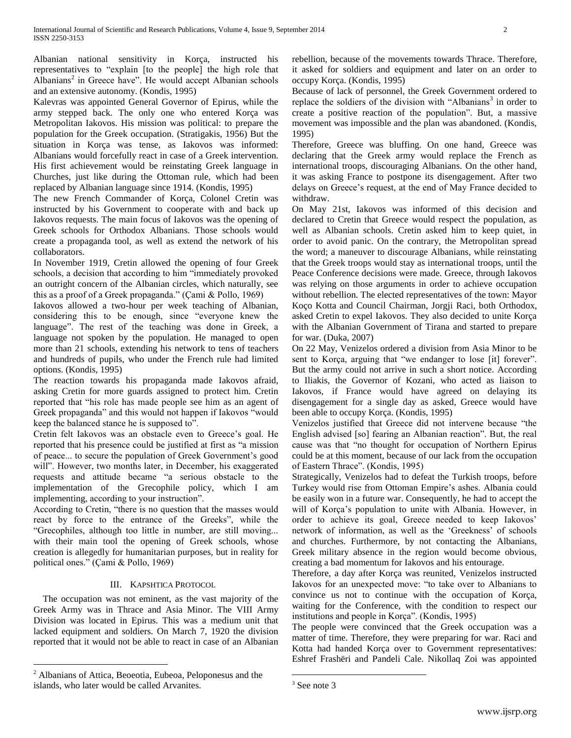Albanian national sensitivity in Korça, instructed his representatives to "explain [to the people] the high role that Albanians[2] in Greece have". He would accept Albanian schools and an extensive autonomy. (Kondis, 1995)

Kalevras was appointed General Governor of Epirus, while the army stepped back. The only one who entered Korça was Metropolitan Iakovos. His mission was political: to prepare the population for the Greek occupation. (Stratigakis, 1956) But the situation in Korça was tense, as Iakovos was informed: Albanians would forcefully react in case of a Greek intervention. His first achievement would be reinstating Greek language in Churches, just like during the Ottoman rule, which had been replaced by Albanian language since 1914. (Kondis, 1995)

The new French Commander of Korça, Colonel Cretin was instructed by his Government to cooperate with and back up Iakovos requests. The main focus of Iakovos was the opening of Greek schools for Orthodox Albanians. Those schools would create a propaganda tool, as well as extend the network of his collaborators.

In November 1919, Cretin allowed the opening of four Greek schools, a decision that according to him "immediately provoked an outright concern of the Albanian circles, which naturally, see this as a proof of a Greek propaganda." (Çami & Pollo, 1969)

Iakovos allowed a two-hour per week teaching of Albanian, considering this to be enough, since "everyone knew the language". The rest of the teaching was done in Greek, a language not spoken by the population. He managed to open more than 21 schools, extending his network to tens of teachers and hundreds of pupils, who under the French rule had limited options. (Kondis, 1995)

The reaction towards his propaganda made Iakovos afraid, asking Cretin for more guards assigned to protect him. Cretin reported that "his role has made people see him as an agent of Greek propaganda" and this would not happen if Iakovos "would keep the balanced stance he is supposed to".

Cretin felt Iakovos was an obstacle even to Greece's goal. He reported that his presence could be justified at first as "a mission of peace... to secure the population of Greek Government's good will". However, two months later, in December, his exaggerated requests and attitude became "a serious obstacle to the implementation of the Grecophile policy, which I am implementing, according to your instruction".

According to Cretin, "there is no question that the masses would react by force to the entrance of the Greeks", while the "Grecophiles, although too little in number, are still moving... with their main tool the opening of Greek schools, whose creation is allegedly for humanitarian purposes, but in reality for political ones." (Çami & Pollo, 1969)

## III. Kapshtica Protocol

The occupation was not eminent, as the vast majority of the Greek Army was in Thrace and Asia Minor. The VIII Army Division was located in Epirus. This was a medium unit that lacked equipment and soldiers. On March 7, 1920 the division reported that it would not be able to react in case of an Albanian rebellion, because of the movements towards Thrace. Therefore, it asked for soldiers and equipment and later on an order to occupy Korça. (Kondis, 1995)

Because of lack of personnel, the Greek Government ordered to replace the soldiers of the division with "Albanians[3] in order to create a positive reaction of the population". But, a massive movement was impossible and the plan was abandoned. (Kondis, 1995)

Therefore, Greece was bluffing. On one hand, Greece was declaring that the Greek army would replace the French as international troops, discouraging Albanians. On the other hand, it was asking France to postpone its disengagement. After two delays on Greece's request, at the end of May France decided to withdraw.

On May 21st, Iakovos was informed of this decision and declared to Cretin that Greece would respect the population, as well as Albanian schools. Cretin asked him to keep quiet, in order to avoid panic. On the contrary, the Metropolitan spread the word; a maneuver to discourage Albanians, while reinstating that the Greek troops would stay as international troops, until the Peace Conference decisions were made. Greece, through Iakovos was relying on those arguments in order to achieve occupation without rebellion. The elected representatives of the town: Mayor Koço Kotta and Council Chairman, Jorgji Raci, both Orthodox, asked Cretin to expel Iakovos. They also decided to unite Korça with the Albanian Government of Tirana and started to prepare for war. (Duka, 2007)

On 22 May, Venizelos ordered a division from Asia Minor to be sent to Korça, arguing that "we endanger to lose [it] forever". But the army could not arrive in such a short notice. According to Iliakis, the Governor of Kozani, who acted as liaison to Iakovos, if France would have agreed on delaying its disengagement for a single day as asked, Greece would have been able to occupy Korça. (Kondis, 1995)

Venizelos justified that Greece did not intervene because "the English advised [so] fearing an Albanian reaction". But, the real cause was that "no thought for occupation of Northern Epirus could be at this moment, because of our lack from the occupation of Eastern Thrace". (Kondis, 1995)

Strategically, Venizelos had to defeat the Turkish troops, before Turkey would rise from Ottoman Empire's ashes. Albania could be easily won in a future war. Consequently, he had to accept the will of Korça's population to unite with Albania. However, in order to achieve its goal, Greece needed to keep Iakovos' network of information, as well as the 'Greekness' of schools and churches. Furthermore, by not contacting the Albanians, Greek military absence in the region would become obvious, creating a bad momentum for Iakovos and his entourage.

Therefore, a day after Korça was reunited, Venizelos instructed Iakovos for an unexpected move: "to take over to Albanians to convince us not to continue with the occupation of Korça, waiting for the Conference, with the condition to respect our institutions and people in Korça". (Kondis, 1995)

The people were convinced that the Greek occupation was a matter of time. Therefore, they were preparing for war. Raci and Kotta had handed Korça over to Government representatives: Eshref Frashëri and Pandeli Cale. Nikollaq Zoi was appointed

---

[2] Albanians of Attica, Beoeotia, Eubeoa, Peloponesus and the islands, who later would be called Arvanites.

[3] See note 3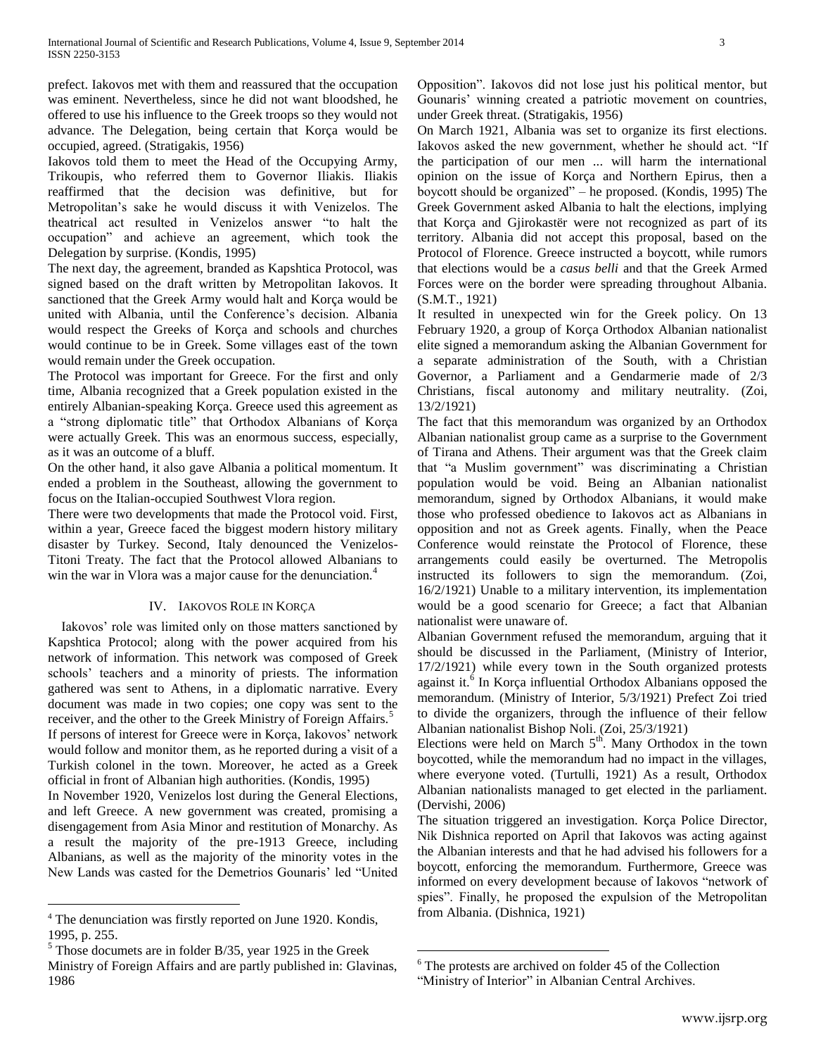prefect. Iakovos met with them and reassured that the occupation was eminent. Nevertheless, since he did not want bloodshed, he offered to use his influence to the Greek troops so they would not advance. The Delegation, being certain that Korça would be occupied, agreed. (Stratigakis, 1956)

Iakovos told them to meet the Head of the Occupying Army, Trikoupis, who referred them to Governor Iliakis. Iliakis reaffirmed that the decision was definitive, but for Metropolitan's sake he would discuss it with Venizelos. The theatrical act resulted in Venizelos answer "to halt the occupation" and achieve an agreement, which took the Delegation by surprise. (Kondis, 1995)

The next day, the agreement, branded as Kapshtica Protocol, was signed based on the draft written by Metropolitan Iakovos. It sanctioned that the Greek Army would halt and Korça would be united with Albania, until the Conference's decision. Albania would respect the Greeks of Korça and schools and churches would continue to be in Greek. Some villages east of the town would remain under the Greek occupation.

The Protocol was important for Greece. For the first and only time, Albania recognized that a Greek population existed in the entirely Albanian-speaking Korça. Greece used this agreement as a "strong diplomatic title" that Orthodox Albanians of Korça were actually Greek. This was an enormous success, especially, as it was an outcome of a bluff.

On the other hand, it also gave Albania a political momentum. It ended a problem in the Southeast, allowing the government to focus on the Italian-occupied Southwest Vlora region.

There were two developments that made the Protocol void. First, within a year, Greece faced the biggest modern history military disaster by Turkey. Second, Italy denounced the Venizelos-Titoni Treaty. The fact that the Protocol allowed Albanians to win the war in Vlora was a major cause for the denunciation.[4]

## IV. Iakovos Role in Korça

Iakovos' role was limited only on those matters sanctioned by Kapshtica Protocol; along with the power acquired from his network of information. This network was composed of Greek schools' teachers and a minority of priests. The information gathered was sent to Athens, in a diplomatic narrative. Every document was made in two copies; one copy was sent to the receiver, and the other to the Greek Ministry of Foreign Affairs.[5]

If persons of interest for Greece were in Korça, Iakovos' network would follow and monitor them, as he reported during a visit of a Turkish colonel in the town. Moreover, he acted as a Greek official in front of Albanian high authorities. (Kondis, 1995)

In November 1920, Venizelos lost during the General Elections, and left Greece. A new government was created, promising a disengagement from Asia Minor and restitution of Monarchy. As a result the majority of the pre-1913 Greece, including Albanians, as well as the majority of the minority votes in the New Lands was casted for the Demetrios Gounaris' led "United Opposition". Iakovos did not lose just his political mentor, but Gounaris' winning created a patriotic movement on countries, under Greek threat. (Stratigakis, 1956)

On March 1921, Albania was set to organize its first elections. Iakovos asked the new government, whether he should act. "If the participation of our men ... will harm the international opinion on the issue of Korça and Northern Epirus, then a boycott should be organized" – he proposed. (Kondis, 1995) The Greek Government asked Albania to halt the elections, implying that Korça and Gjirokastër were not recognized as part of its territory. Albania did not accept this proposal, based on the Protocol of Florence. Greece instructed a boycott, while rumors that elections would be a *casus belli* and that the Greek Armed Forces were on the border were spreading throughout Albania. (S.M.T., 1921)

It resulted in unexpected win for the Greek policy. On 13 February 1920, a group of Korça Orthodox Albanian nationalist elite signed a memorandum asking the Albanian Government for a separate administration of the South, with a Christian Governor, a Parliament and a Gendarmerie made of 2/3 Christians, fiscal autonomy and military neutrality. (Zoi, 13/2/1921)

The fact that this memorandum was organized by an Orthodox Albanian nationalist group came as a surprise to the Government of Tirana and Athens. Their argument was that the Greek claim that "a Muslim government" was discriminating a Christian population would be void. Being an Albanian nationalist memorandum, signed by Orthodox Albanians, it would make those who professed obedience to Iakovos act as Albanians in opposition and not as Greek agents. Finally, when the Peace Conference would reinstate the Protocol of Florence, these arrangements could easily be overturned. The Metropolis instructed its followers to sign the memorandum. (Zoi, 16/2/1921) Unable to a military intervention, its implementation would be a good scenario for Greece; a fact that Albanian nationalist were unaware of.

Albanian Government refused the memorandum, arguing that it should be discussed in the Parliament, (Ministry of Interior, 17/2/1921) while every town in the South organized protests against it.[6] In Korça influential Orthodox Albanians opposed the memorandum. (Ministry of Interior, 5/3/1921) Prefect Zoi tried to divide the organizers, through the influence of their fellow Albanian nationalist Bishop Noli. (Zoi, 25/3/1921)

Elections were held on March 5th. Many Orthodox in the town boycotted, while the memorandum had no impact in the villages, where everyone voted. (Turtulli, 1921) As a result, Orthodox Albanian nationalists managed to get elected in the parliament. (Dervishi, 2006)

The situation triggered an investigation. Korça Police Director, Nik Dishnica reported on April that Iakovos was acting against the Albanian interests and that he had advised his followers for a boycott, enforcing the memorandum. Furthermore, Greece was informed on every development because of Iakovos "network of spies". Finally, he proposed the expulsion of the Metropolitan from Albania. (Dishnica, 1921)

---

[4] The denunciation was firstly reported on June 1920. Kondis, 1995, p. 255.

[5] Those documets are in folder B/35, year 1925 in the Greek Ministry of Foreign Affairs and are partly published in: Glavinas, 1986

[6] The protests are archived on folder 45 of the Collection "Ministry of Interior" in Albanian Central Archives.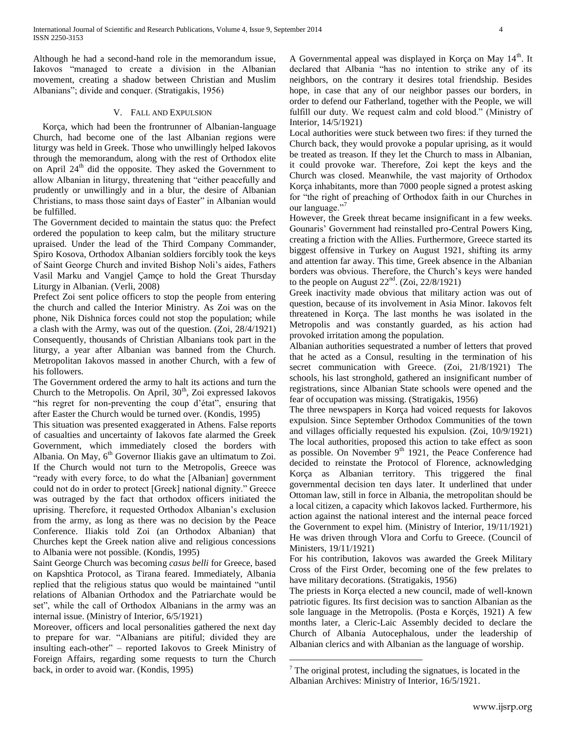Although he had a second-hand role in the memorandum issue, Iakovos "managed to create a division in the Albanian movement, creating a shadow between Christian and Muslim Albanians"; divide and conquer. (Stratigakis, 1956)

## V. Fall and Expulsion

Korça, which had been the frontrunner of Albanian-language Church, had become one of the last Albanian regions were liturgy was held in Greek. Those who unwillingly helped Iakovos through the memorandum, along with the rest of Orthodox elite on April 24th did the opposite. They asked the Government to allow Albanian in liturgy, threatening that "either peacefully and prudently or unwillingly and in a blur, the desire of Albanian Christians, to mass those saint days of Easter" in Albanian would be fulfilled.

The Government decided to maintain the status quo: the Prefect ordered the population to keep calm, but the military structure upraised. Under the lead of the Third Company Commander, Spiro Kosova, Orthodox Albanian soldiers forcibly took the keys of Saint George Church and invited Bishop Noli's aides, Fathers Vasil Marku and Vangjel Çamçe to hold the Great Thursday Liturgy in Albanian. (Verli, 2008)

Prefect Zoi sent police officers to stop the people from entering the church and called the Interior Ministry. As Zoi was on the phone, Nik Dishnica forces could not stop the population; while a clash with the Army, was out of the question. (Zoi, 28/4/1921)

Consequently, thousands of Christian Albanians took part in the liturgy, a year after Albanian was banned from the Church. Metropolitan Iakovos massed in another Church, with a few of his followers.

The Government ordered the army to halt its actions and turn the Church to the Metropolis. On April, 30th, Zoi expressed Iakovos "his regret for non-preventing the coup d'état", ensuring that after Easter the Church would be turned over. (Kondis, 1995)

This situation was presented exaggerated in Athens. False reports of casualties and uncertainty of Iakovos fate alarmed the Greek Government, which immediately closed the borders with Albania. On May, 6th Governor Iliakis gave an ultimatum to Zoi. If the Church would not turn to the Metropolis, Greece was "ready with every force, to do what the [Albanian] government could not do in order to protect [Greek] national dignity." Greece was outraged by the fact that orthodox officers initiated the uprising. Therefore, it requested Orthodox Albanian's exclusion from the army, as long as there was no decision by the Peace Conference. Iliakis told Zoi (an Orthodox Albanian) that Churches kept the Greek nation alive and religious concessions to Albania were not possible. (Kondis, 1995)

Saint George Church was becoming *casus belli* for Greece, based on Kapshtica Protocol, as Tirana feared. Immediately, Albania replied that the religious status quo would be maintained "until relations of Albanian Orthodox and the Patriarchate would be set", while the call of Orthodox Albanians in the army was an internal issue. (Ministry of Interior, 6/5/1921)

Moreover, officers and local personalities gathered the next day to prepare for war. "Albanians are pitiful; divided they are insulting each-other" – reported Iakovos to Greek Ministry of Foreign Affairs, regarding some requests to turn the Church back, in order to avoid war. (Kondis, 1995)

A Governmental appeal was displayed in Korça on May 14th. It declared that Albania "has no intention to strike any of its neighbors, on the contrary it desires total friendship. Besides hope, in case that any of our neighbor passes our borders, in order to defend our Fatherland, together with the People, we will fulfill our duty. We request calm and cold blood." (Ministry of Interior, 14/5/1921)

Local authorities were stuck between two fires: if they turned the Church back, they would provoke a popular uprising, as it would be treated as treason. If they let the Church to mass in Albanian, it could provoke war. Therefore, Zoi kept the keys and the Church was closed. Meanwhile, the vast majority of Orthodox Korça inhabitants, more than 7000 people signed a protest asking for "the right of preaching of Orthodox faith in our Churches in our language."[7]

However, the Greek threat became insignificant in a few weeks. Gounaris' Government had reinstalled pro-Central Powers King, creating a friction with the Allies. Furthermore, Greece started its biggest offensive in Turkey on August 1921, shifting its army and attention far away. This time, Greek absence in the Albanian borders was obvious. Therefore, the Church's keys were handed to the people on August 22nd. (Zoi, 22/8/1921)

Greek inactivity made obvious that military action was out of question, because of its involvement in Asia Minor. Iakovos felt threatened in Korça. The last months he was isolated in the Metropolis and was constantly guarded, as his action had provoked irritation among the population.

Albanian authorities sequestrated a number of letters that proved that he acted as a Consul, resulting in the termination of his secret communication with Greece. (Zoi, 21/8/1921) The schools, his last stronghold, gathered an insignificant number of registrations, since Albanian State schools were opened and the fear of occupation was missing. (Stratigakis, 1956)

The three newspapers in Korça had voiced requests for Iakovos expulsion. Since September Orthodox Communities of the town and villages officially requested his expulsion. (Zoi, 10/9/1921) The local authorities, proposed this action to take effect as soon as possible. On November 9th 1921, the Peace Conference had decided to reinstate the Protocol of Florence, acknowledging Korça as Albanian territory. This triggered the final governmental decision ten days later. It underlined that under Ottoman law, still in force in Albania, the metropolitan should be a local citizen, a capacity which Iakovos lacked. Furthermore, his action against the national interest and the internal peace forced the Government to expel him. (Ministry of Interior, 19/11/1921) He was driven through Vlora and Corfu to Greece. (Council of Ministers, 19/11/1921)

For his contribution, Iakovos was awarded the Greek Military Cross of the First Order, becoming one of the few prelates to have military decorations. (Stratigakis, 1956)

The priests in Korça elected a new council, made of well-known patriotic figures. Its first decision was to sanction Albanian as the sole language in the Metropolis. (Posta e Korçës, 1921) A few months later, a Cleric-Laic Assembly decided to declare the Church of Albania Autocephalous, under the leadership of Albanian clerics and with Albanian as the language of worship.

---

[7] The original protest, including the signatues, is located in the Albanian Archives: Ministry of Interior, 16/5/1921.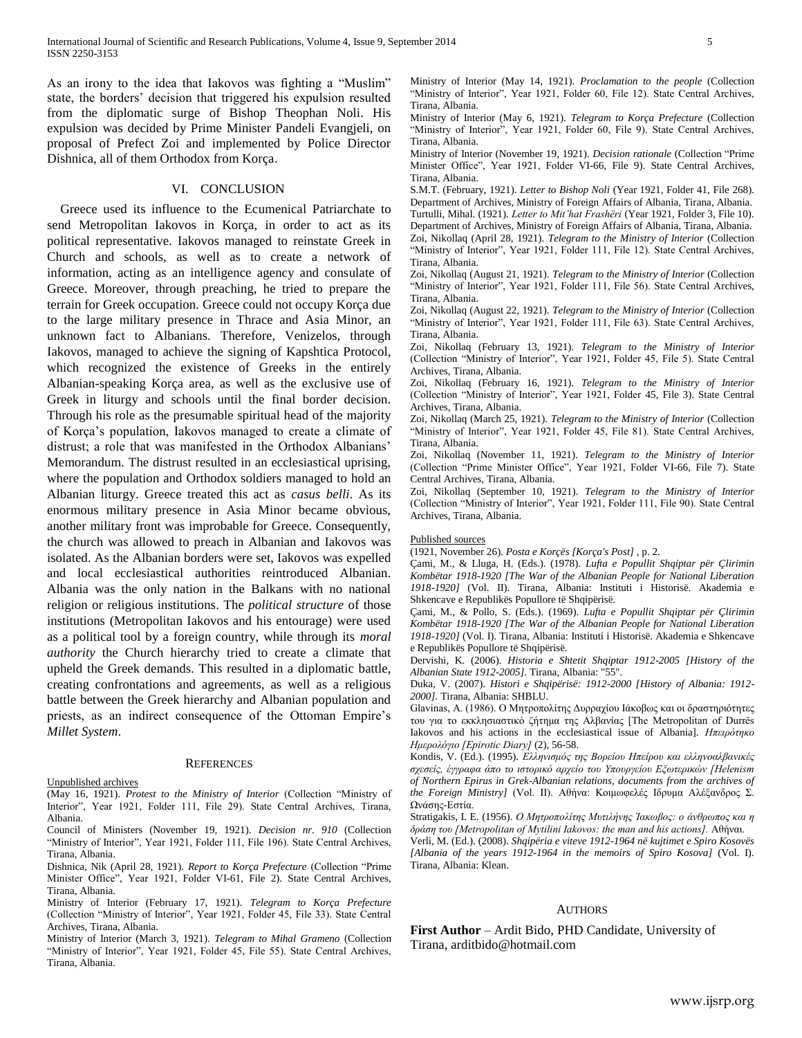As an irony to the idea that Iakovos was fighting a "Muslim" state, the borders' decision that triggered his expulsion resulted from the diplomatic surge of Bishop Theophan Noli. His expulsion was decided by Prime Minister Pandeli Evangjeli, on proposal of Prefect Zoi and implemented by Police Director Dishnica, all of them Orthodox from Korça.

## VI. CONCLUSION

Greece used its influence to the Ecumenical Patriarchate to send Metropolitan Iakovos in Korça, in order to act as its political representative. Iakovos managed to reinstate Greek in Church and schools, as well as to create a network of information, acting as an intelligence agency and consulate of Greece. Moreover, through preaching, he tried to prepare the terrain for Greek occupation. Greece could not occupy Korça due to the large military presence in Thrace and Asia Minor, an unknown fact to Albanians. Therefore, Venizelos, through Iakovos, managed to achieve the signing of Kapshtica Protocol, which recognized the existence of Greeks in the entirely Albanian-speaking Korça area, as well as the exclusive use of Greek in liturgy and schools until the final border decision. Through his role as the presumable spiritual head of the majority of Korça's population, Iakovos managed to create a climate of distrust; a role that was manifested in the Orthodox Albanians' Memorandum. The distrust resulted in an ecclesiastical uprising, where the population and Orthodox soldiers managed to hold an Albanian liturgy. Greece treated this act as *casus belli*. As its enormous military presence in Asia Minor became obvious, another military front was improbable for Greece. Consequently, the church was allowed to preach in Albanian and Iakovos was isolated. As the Albanian borders were set, Iakovos was expelled and local ecclesiastical authorities reintroduced Albanian. Albania was the only nation in the Balkans with no national religion or religious institutions. The *political structure* of those institutions (Metropolitan Iakovos and his entourage) were used as a political tool by a foreign country, while through its *moral authority* the Church hierarchy tried to create a climate that upheld the Greek demands. This resulted in a diplomatic battle, creating confrontations and agreements, as well as a religious battle between the Greek hierarchy and Albanian population and priests, as an indirect consequence of the Ottoman Empire's *Millet System*.

## REFERENCES

Unpublished archives

(May 16, 1921). *Protest to the Ministry of Interior* (Collection "Ministry of Interior", Year 1921, Folder 111, File 29). State Central Archives, Tirana, Albania.

Council of Ministers (November 19, 1921). *Decision nr. 910* (Collection "Ministry of Interior", Year 1921, Folder 111, File 196). State Central Archives, Tirana, Albania.

Dishnica, Nik (April 28, 1921). *Report to Korça Prefecture* (Collection "Prime Minister Office", Year 1921, Folder VI-61, File 2). State Central Archives, Tirana, Albania.

Ministry of Interior (February 17, 1921). *Telegram to Korça Prefecture* (Collection "Ministry of Interior", Year 1921, Folder 45, File 33). State Central Archives, Tirana, Albania.

Ministry of Interior (March 3, 1921). *Telegram to Mihal Grameno* (Collection "Ministry of Interior", Year 1921, Folder 45, File 55). State Central Archives, Tirana, Albania.

Ministry of Interior (May 14, 1921). *Proclamation to the people* (Collection "Ministry of Interior", Year 1921, Folder 60, File 12). State Central Archives, Tirana, Albania.

Ministry of Interior (May 6, 1921). *Telegram to Korça Prefecture* (Collection "Ministry of Interior", Year 1921, Folder 60, File 9). State Central Archives, Tirana, Albania.

Ministry of Interior (November 19, 1921). *Decision rationale* (Collection "Prime Minister Office", Year 1921, Folder VI-66, File 9). State Central Archives, Tirana, Albania.

S.M.T. (February, 1921). *Letter to Bishop Noli* (Year 1921, Folder 41, File 268). Department of Archives, Ministry of Foreign Affairs of Albania, Tirana, Albania.

Turtulli, Mihal. (1921). *Letter to Mit'hat Frashëri* (Year 1921, Folder 3, File 10). Department of Archives, Ministry of Foreign Affairs of Albania, Tirana, Albania.

Zoi, Nikollaq (April 28, 1921). *Telegram to the Ministry of Interior* (Collection "Ministry of Interior", Year 1921, Folder 111, File 12). State Central Archives, Tirana, Albania.

Zoi, Nikollaq (August 21, 1921). *Telegram to the Ministry of Interior* (Collection "Ministry of Interior", Year 1921, Folder 111, File 56). State Central Archives, Tirana, Albania.

Zoi, Nikollaq (August 22, 1921). *Telegram to the Ministry of Interior* (Collection "Ministry of Interior", Year 1921, Folder 111, File 63). State Central Archives, Tirana, Albania.

Zoi, Nikollaq (February 13, 1921). *Telegram to the Ministry of Interior* (Collection "Ministry of Interior", Year 1921, Folder 45, File 5). State Central Archives, Tirana, Albania.

Zoi, Nikollaq (February 16, 1921). *Telegram to the Ministry of Interior* (Collection "Ministry of Interior", Year 1921, Folder 45, File 3). State Central Archives, Tirana, Albania.

Zoi, Nikollaq (March 25, 1921). *Telegram to the Ministry of Interior* (Collection "Ministry of Interior", Year 1921, Folder 45, File 81). State Central Archives, Tirana, Albania.

Zoi, Nikollaq (November 11, 1921). *Telegram to the Ministry of Interior* (Collection "Prime Minister Office", Year 1921, Folder VI-66, File 7). State Central Archives, Tirana, Albania.

Zoi, Nikollaq (September 10, 1921). *Telegram to the Ministry of Interior* (Collection "Ministry of Interior", Year 1921, Folder 111, File 90). State Central Archives, Tirana, Albania.

Published sources

(1921, November 26). *Posta e Korçës [Korça's Post]* , p. 2.

Çami, M., & Lluga, H. (Eds.). (1978). *Lufta e Popullit Shqiptar për Çlirimin Kombëtar 1918-1920 [The War of the Albanian People for National Liberation 1918-1920]* (Vol. II). Tirana, Albania: Instituti i Historisë. Akademia e Shkencave e Republikës Popullore të Shqipërisë.

Çami, M., & Pollo, S. (Eds.). (1969). *Lufta e Popullit Shqiptar për Çlirimin Kombëtar 1918-1920 [The War of the Albanian People for National Liberation 1918-1920]* (Vol. I). Tirana, Albania: Instituti i Historisë. Akademia e Shkencave e Republikës Popullore të Shqipërisë.

Dervishi, K. (2006). *Historia e Shtetit Shqiptar 1912-2005 [History of the Albanian State 1912-2005]*. Tirana, Albania: "55".

Duka, V. (2007). *Histori e Shqipërisë: 1912-2000 [History of Albania: 1912-2000]*. Tirana, Albania: SHBLU.

Glavinas, A. (1986). Ο Μητροπολίτης Δυρραχίου Ιάκωβως και οι δραστηριότητες του για το εκκλησιαστικό ζήτημα της Αλβανίας [The Metropolitan of Durrës Iakovos and his actions in the ecclesiastical issue of Albania]. *Ηπειρώτηκο Ημερολόγιο [Epirotic Diary]* (2), 56-58.

Kondis, V. (Ed.). (1995). *Ελληνισμός της Βορείου Ηπείρου και ελληνοαλβανικές σχεσείς, έγγραφα άπο το ιστορικό αρχείο του Υπουργείου Εξωτερικών [Helenism of Northern Epirus in Grek-Albanian relations, documents from the archives of the Foreign Ministry]* (Vol. II). Αθήνα: Κοιμωφελές Ιδρυμα Αλέξανδρος Σ. Ωνάσης-Εστία.

Stratigakis, I. E. (1956). *Ο Μητροπολίτης Μυτιλήνης Ίακωβος: ο άνθρωπος και η δράση του [Metropolitan of Mytilini Iakovos: the man and his actions]*. Αθήναι.

Verli, M. (Ed.). (2008). *Shqipëria e viteve 1912-1964 në kujtimet e Spiro Kosovës [Albania of the years 1912-1964 in the memoirs of Spiro Kosova]* (Vol. I). Tirana, Albania: Klean.

## AUTHORS

**First Author** – Ardit Bido, PHD Candidate, University of Tirana, arditbido@hotmail.com